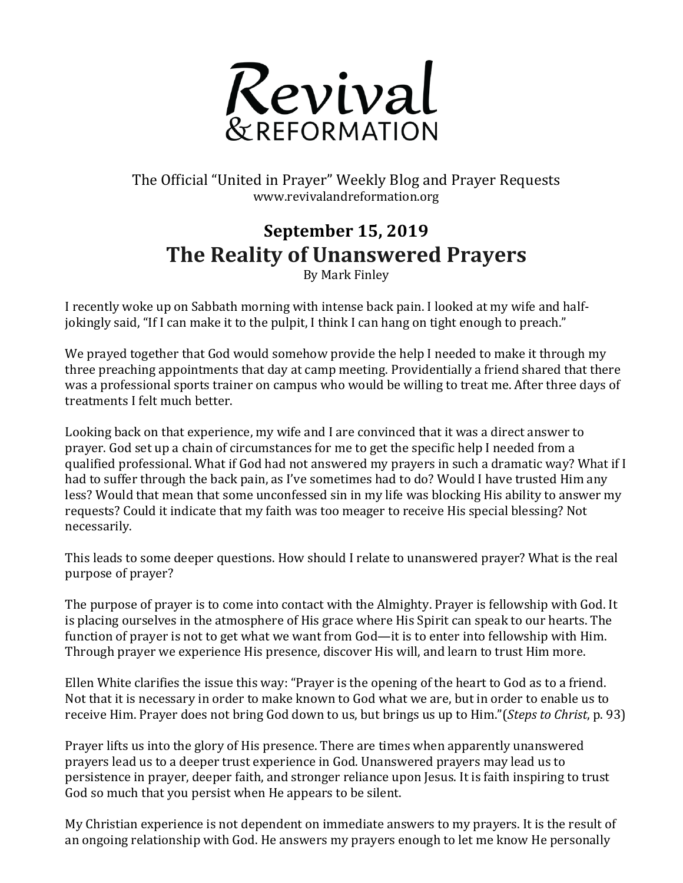# Revival & REFORMATION

The Official "United in Prayer" Weekly Blog and Prayer Requests
www.revivalandreformation.org

## September 15, 2019

## The Reality of Unanswered Prayers

By Mark Finley

I recently woke up on Sabbath morning with intense back pain. I looked at my wife and half-jokingly said, "If I can make it to the pulpit, I think I can hang on tight enough to preach."

We prayed together that God would somehow provide the help I needed to make it through my three preaching appointments that day at camp meeting. Providentially a friend shared that there was a professional sports trainer on campus who would be willing to treat me. After three days of treatments I felt much better.

Looking back on that experience, my wife and I are convinced that it was a direct answer to prayer. God set up a chain of circumstances for me to get the specific help I needed from a qualified professional. What if God had not answered my prayers in such a dramatic way? What if I had to suffer through the back pain, as I've sometimes had to do? Would I have trusted Him any less? Would that mean that some unconfessed sin in my life was blocking His ability to answer my requests? Could it indicate that my faith was too meager to receive His special blessing? Not necessarily.

This leads to some deeper questions. How should I relate to unanswered prayer? What is the real purpose of prayer?

The purpose of prayer is to come into contact with the Almighty. Prayer is fellowship with God. It is placing ourselves in the atmosphere of His grace where His Spirit can speak to our hearts. The function of prayer is not to get what we want from God—it is to enter into fellowship with Him. Through prayer we experience His presence, discover His will, and learn to trust Him more.

Ellen White clarifies the issue this way: "Prayer is the opening of the heart to God as to a friend. Not that it is necessary in order to make known to God what we are, but in order to enable us to receive Him. Prayer does not bring God down to us, but brings us up to Him."(*Steps to Christ*, p. 93)

Prayer lifts us into the glory of His presence. There are times when apparently unanswered prayers lead us to a deeper trust experience in God. Unanswered prayers may lead us to persistence in prayer, deeper faith, and stronger reliance upon Jesus. It is faith inspiring to trust God so much that you persist when He appears to be silent.

My Christian experience is not dependent on immediate answers to my prayers. It is the result of an ongoing relationship with God. He answers my prayers enough to let me know He personally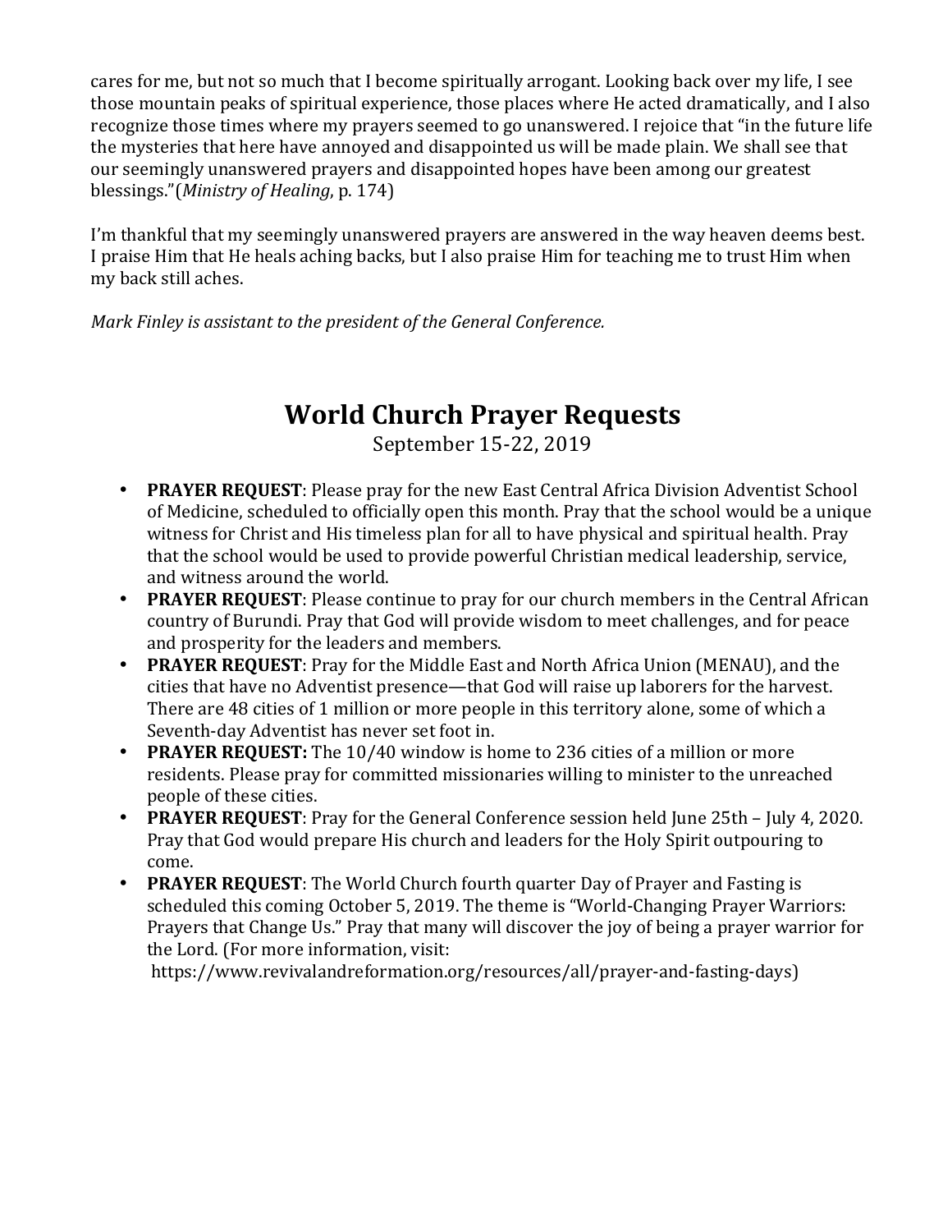cares for me, but not so much that I become spiritually arrogant. Looking back over my life, I see those mountain peaks of spiritual experience, those places where He acted dramatically, and I also recognize those times where my prayers seemed to go unanswered. I rejoice that "in the future life the mysteries that here have annoyed and disappointed us will be made plain. We shall see that our seemingly unanswered prayers and disappointed hopes have been among our greatest blessings."(*Ministry of Healing*, p. 174)

I'm thankful that my seemingly unanswered prayers are answered in the way heaven deems best. I praise Him that He heals aching backs, but I also praise Him for teaching me to trust Him when my back still aches.

*Mark Finley is assistant to the president of the General Conference.*

# World Church Prayer Requests

September 15-22, 2019

- **PRAYER REQUEST**: Please pray for the new East Central Africa Division Adventist School of Medicine, scheduled to officially open this month. Pray that the school would be a unique witness for Christ and His timeless plan for all to have physical and spiritual health. Pray that the school would be used to provide powerful Christian medical leadership, service, and witness around the world.
- **PRAYER REQUEST**: Please continue to pray for our church members in the Central African country of Burundi. Pray that God will provide wisdom to meet challenges, and for peace and prosperity for the leaders and members.
- **PRAYER REQUEST**: Pray for the Middle East and North Africa Union (MENAU), and the cities that have no Adventist presence—that God will raise up laborers for the harvest. There are 48 cities of 1 million or more people in this territory alone, some of which a Seventh-day Adventist has never set foot in.
- **PRAYER REQUEST:** The 10/40 window is home to 236 cities of a million or more residents. Please pray for committed missionaries willing to minister to the unreached people of these cities.
- **PRAYER REQUEST**: Pray for the General Conference session held June 25th – July 4, 2020. Pray that God would prepare His church and leaders for the Holy Spirit outpouring to come.
- **PRAYER REQUEST**: The World Church fourth quarter Day of Prayer and Fasting is scheduled this coming October 5, 2019. The theme is "World-Changing Prayer Warriors: Prayers that Change Us." Pray that many will discover the joy of being a prayer warrior for the Lord. (For more information, visit: https://www.revivalandreformation.org/resources/all/prayer-and-fasting-days)